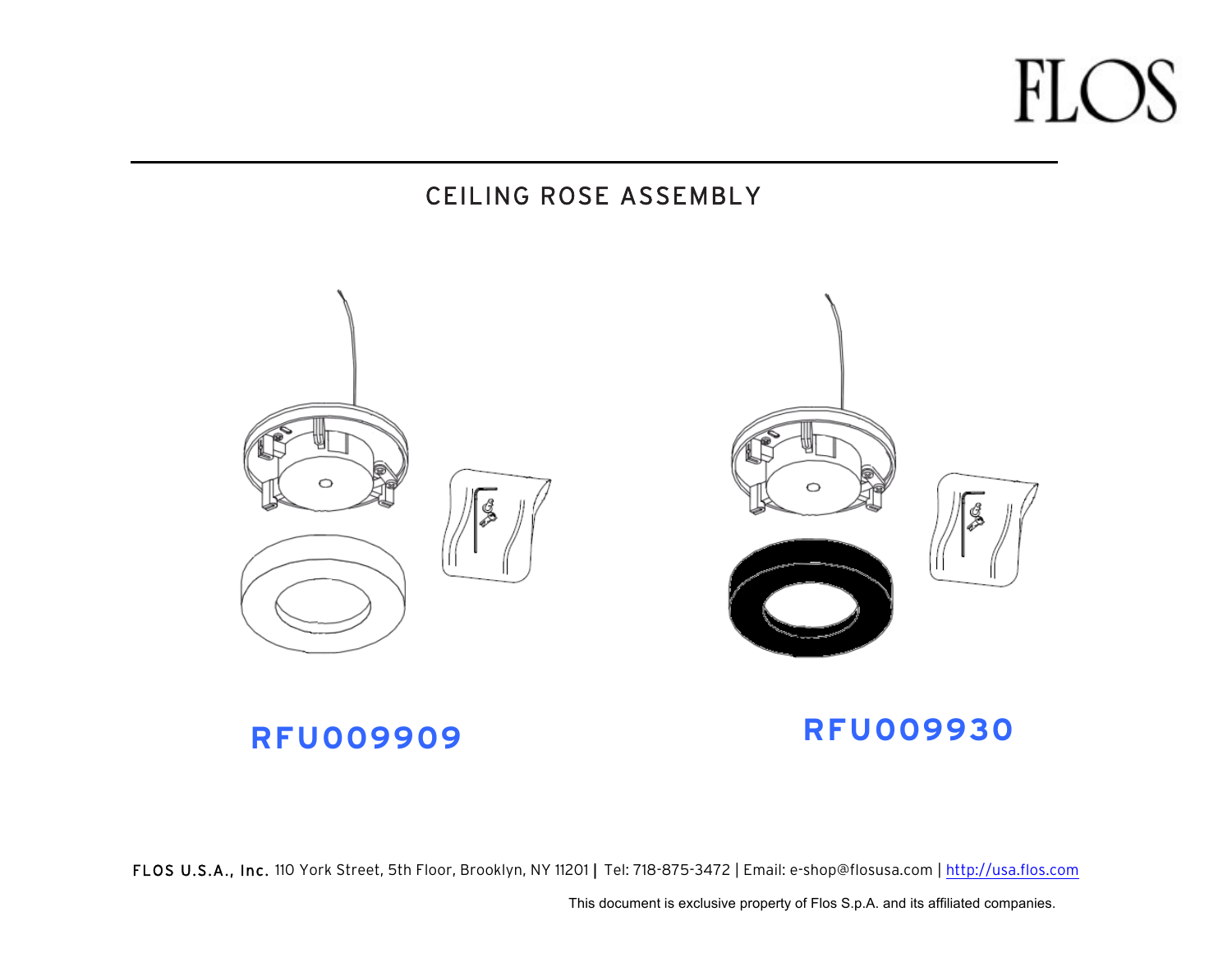FLOS

# CEILING ROSE ASSEMBLY

**RFU009909**

**RFU009930**

**FLOS U.S.A., Inc.** 110 York Street, 5th Floor, Brooklyn, NY 11201 | Tel: 718-875-3472 | Email: e-shop@flosusa.com | http://usa.flos.com

This document is exclusive property of Flos S.p.A. and its affiliated companies.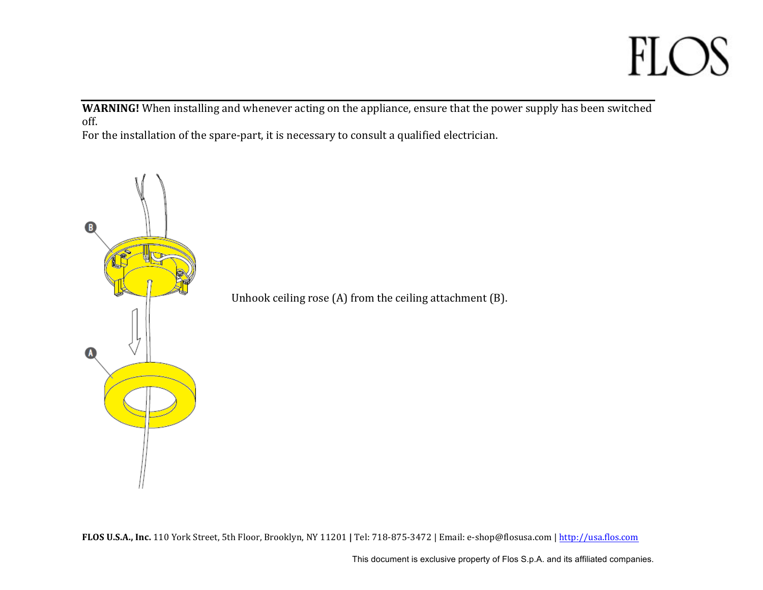**WARNING!** When installing and whenever acting on the appliance, ensure that the power supply has been switched off.
For the installation of the spare-part, it is necessary to consult a qualified electrician.

Unhook ceiling rose (A) from the ceiling attachment (B).

**FLOS U.S.A., Inc.** 110 York Street, 5th Floor, Brooklyn, NY 11201 | Tel: 718-875-3472 | Email: e-shop@flosusa.com | http://usa.flos.com

This document is exclusive property of Flos S.p.A. and its affiliated companies.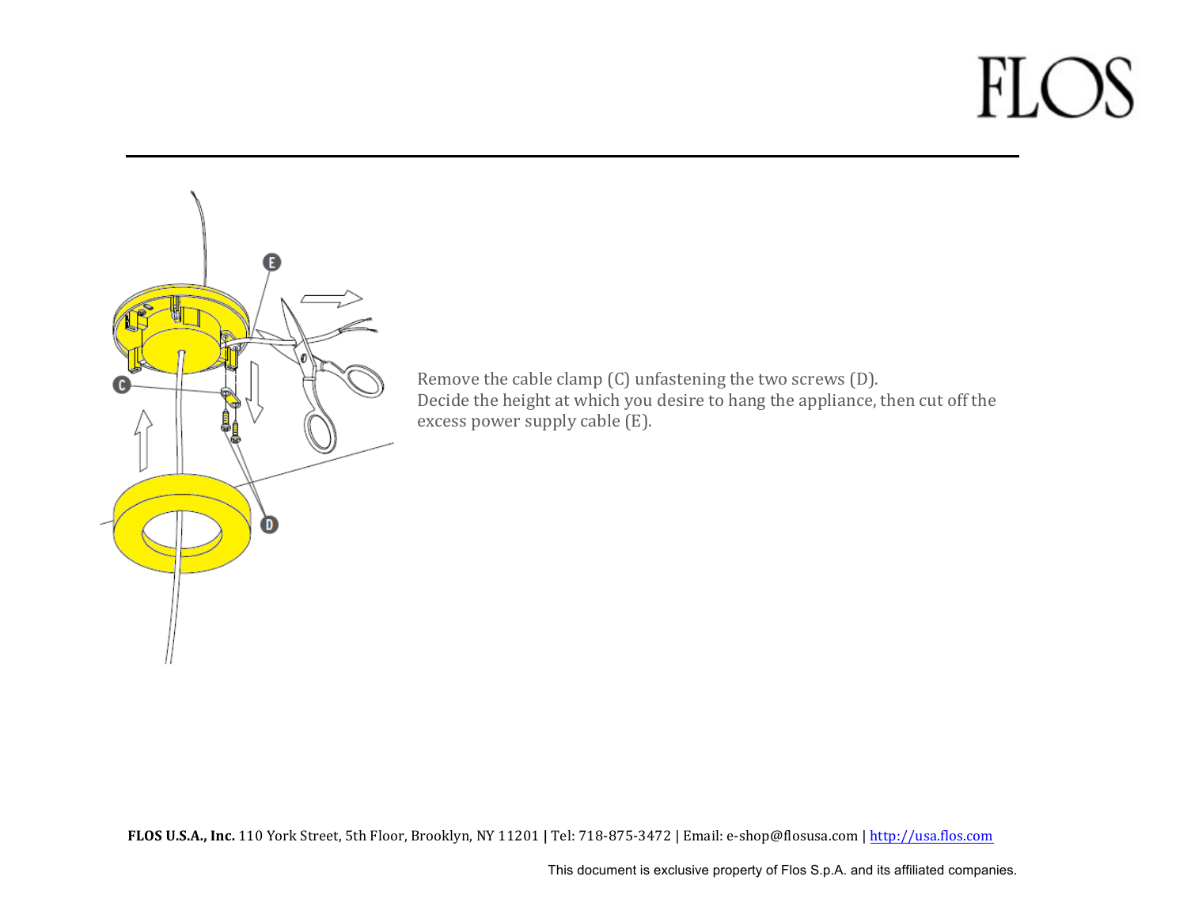Remove the cable clamp (C) unfastening the two screws (D).
Decide the height at which you desire to hang the appliance, then cut off the excess power supply cable (E).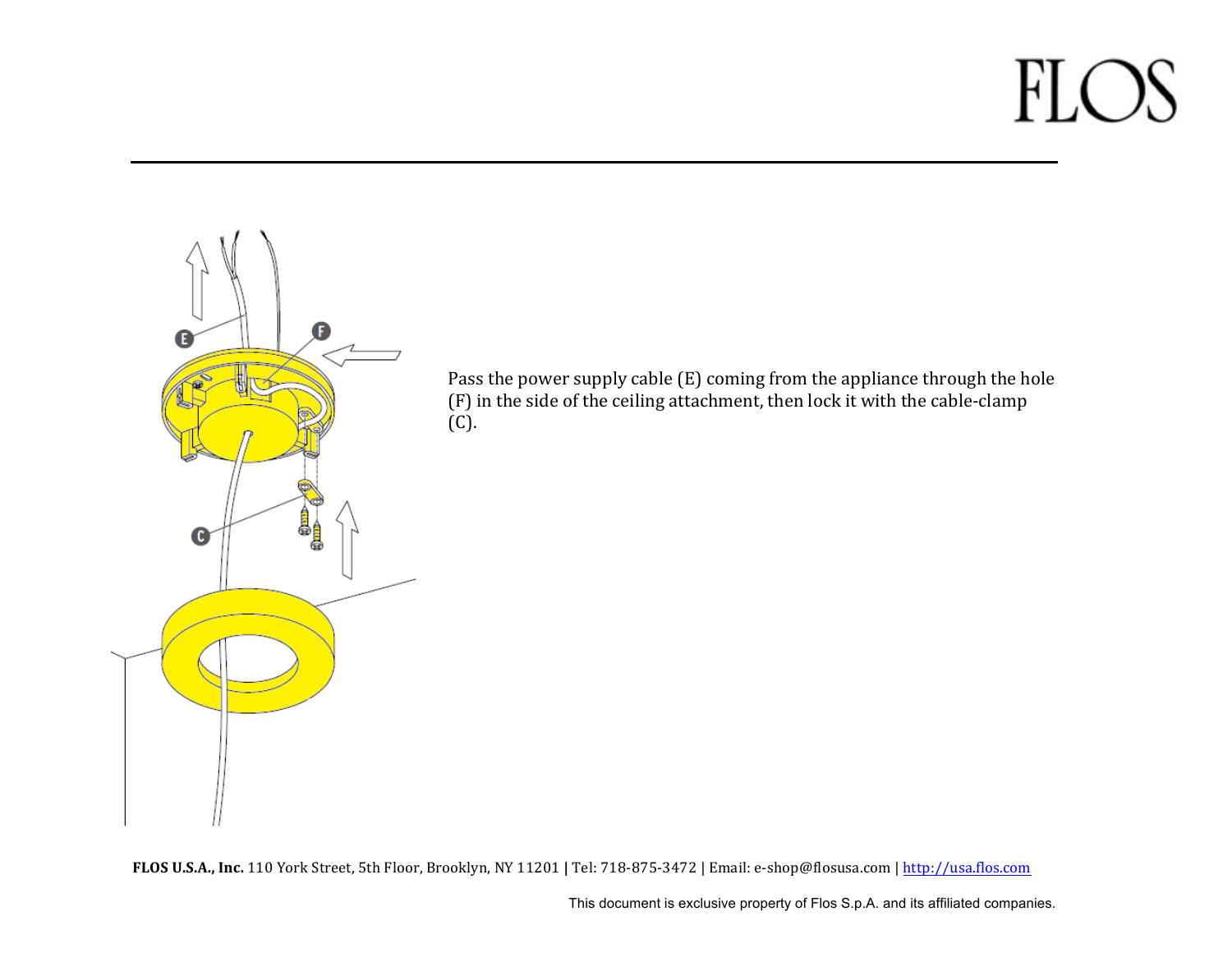Pass the power supply cable (E) coming from the appliance through the hole (F) in the side of the ceiling attachment, then lock it with the cable-clamp (C).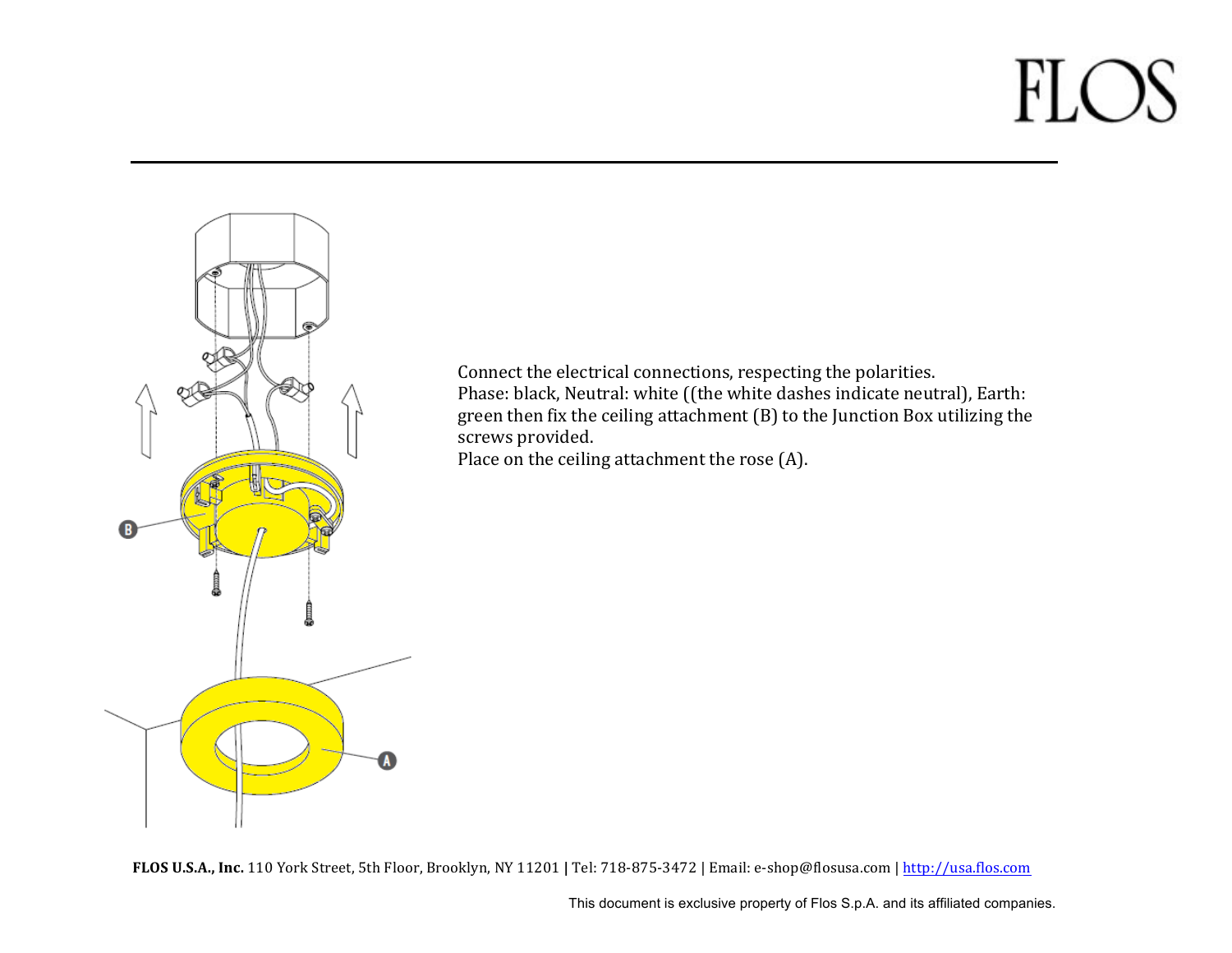Connect the electrical connections, respecting the polarities.
Phase: black, Neutral: white ((the white dashes indicate neutral), Earth: green then fix the ceiling attachment (B) to the Junction Box utilizing the screws provided.
Place on the ceiling attachment the rose (A).

**FLOS U.S.A., Inc.** 110 York Street, 5th Floor, Brooklyn, NY 11201 | Tel: 718-875-3472 | Email: e-shop@flosusa.com | http://usa.flos.com

This document is exclusive property of Flos S.p.A. and its affiliated companies.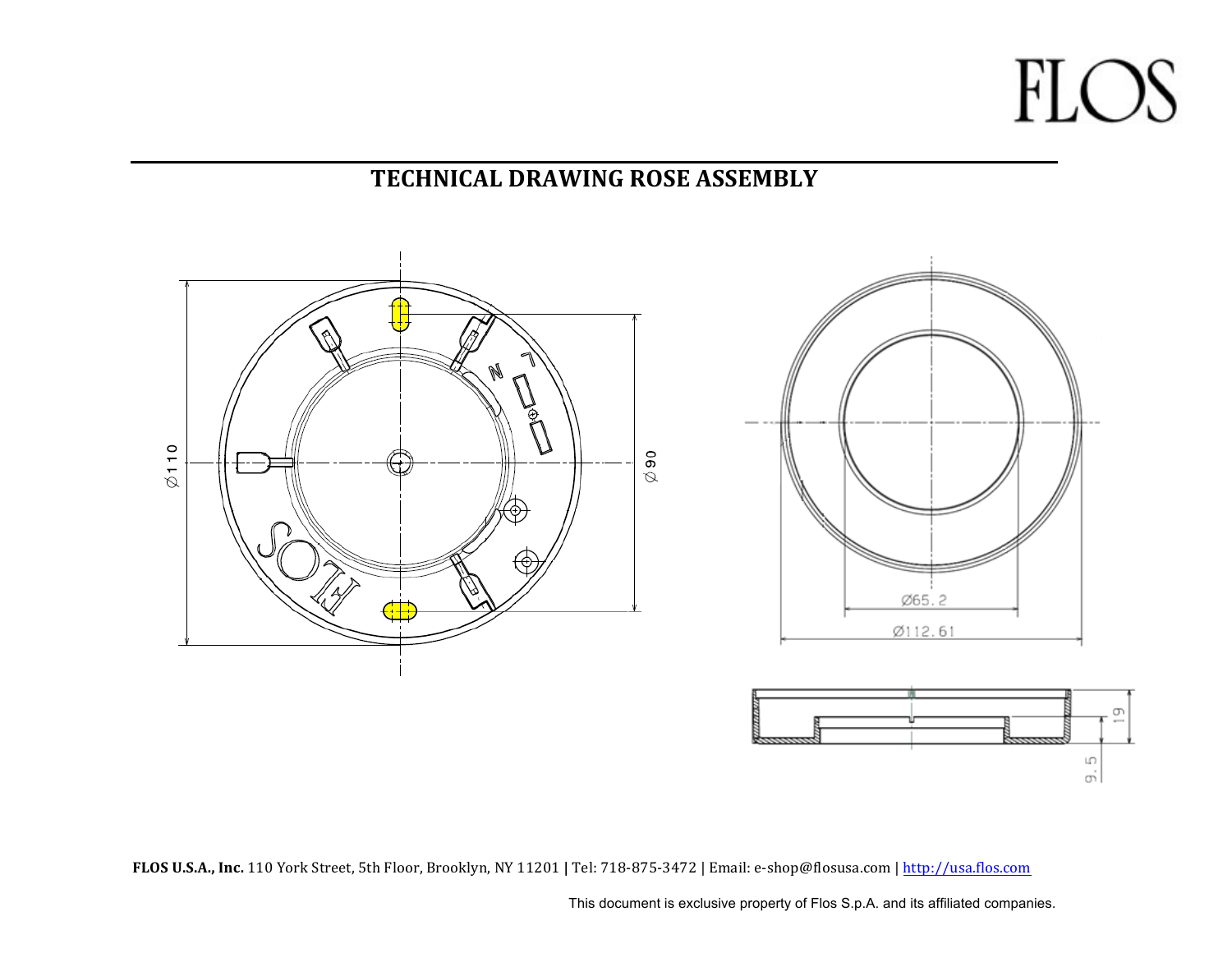# TECHNICAL DRAWING ROSE ASSEMBLY

Ø110

Ø90

L

N

FLOS

Ø65.2

Ø112.61

19

9.5

**FLOS U.S.A., Inc.** 110 York Street, 5th Floor, Brooklyn, NY 11201 | Tel: 718-875-3472 | Email: e-shop@flosusa.com | http://usa.flos.com

This document is exclusive property of Flos S.p.A. and its affiliated companies.